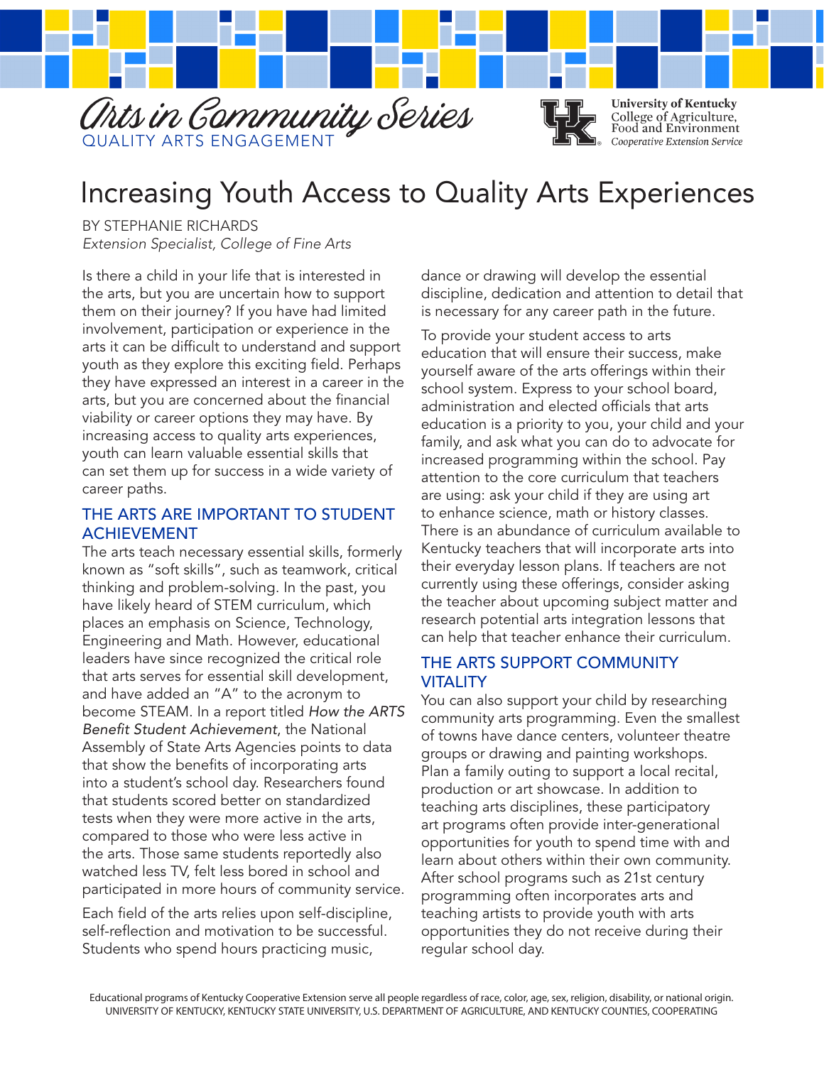Arts in Community Series

QUALITY ARTS ENGAGEMENT

University of Kentucky
College of Agriculture, Food and Environment
*Cooperative Extension Service*

# Increasing Youth Access to Quality Arts Experiences

BY STEPHANIE RICHARDS
*Extension Specialist, College of Fine Arts*

Is there a child in your life that is interested in the arts, but you are uncertain how to support them on their journey? If you have had limited involvement, participation or experience in the arts it can be difficult to understand and support youth as they explore this exciting field. Perhaps they have expressed an interest in a career in the arts, but you are concerned about the financial viability or career options they may have. By increasing access to quality arts experiences, youth can learn valuable essential skills that can set them up for success in a wide variety of career paths.

## THE ARTS ARE IMPORTANT TO STUDENT ACHIEVEMENT

The arts teach necessary essential skills, formerly known as "soft skills", such as teamwork, critical thinking and problem-solving. In the past, you have likely heard of STEM curriculum, which places an emphasis on Science, Technology, Engineering and Math. However, educational leaders have since recognized the critical role that arts serves for essential skill development, and have added an "A" to the acronym to become STEAM. In a report titled *How the ARTS Benefit Student Achievement*, the National Assembly of State Arts Agencies points to data that show the benefits of incorporating arts into a student's school day. Researchers found that students scored better on standardized tests when they were more active in the arts, compared to those who were less active in the arts. Those same students reportedly also watched less TV, felt less bored in school and participated in more hours of community service.

Each field of the arts relies upon self-discipline, self-reflection and motivation to be successful. Students who spend hours practicing music, dance or drawing will develop the essential discipline, dedication and attention to detail that is necessary for any career path in the future.

To provide your student access to arts education that will ensure their success, make yourself aware of the arts offerings within their school system. Express to your school board, administration and elected officials that arts education is a priority to you, your child and your family, and ask what you can do to advocate for increased programming within the school. Pay attention to the core curriculum that teachers are using: ask your child if they are using art to enhance science, math or history classes. There is an abundance of curriculum available to Kentucky teachers that will incorporate arts into their everyday lesson plans. If teachers are not currently using these offerings, consider asking the teacher about upcoming subject matter and research potential arts integration lessons that can help that teacher enhance their curriculum.

## THE ARTS SUPPORT COMMUNITY VITALITY

You can also support your child by researching community arts programming. Even the smallest of towns have dance centers, volunteer theatre groups or drawing and painting workshops. Plan a family outing to support a local recital, production or art showcase. In addition to teaching arts disciplines, these participatory art programs often provide inter-generational opportunities for youth to spend time with and learn about others within their own community. After school programs such as 21st century programming often incorporates arts and teaching artists to provide youth with arts opportunities they do not receive during their regular school day.

Educational programs of Kentucky Cooperative Extension serve all people regardless of race, color, age, sex, religion, disability, or national origin.
UNIVERSITY OF KENTUCKY, KENTUCKY STATE UNIVERSITY, U.S. DEPARTMENT OF AGRICULTURE, AND KENTUCKY COUNTIES, COOPERATING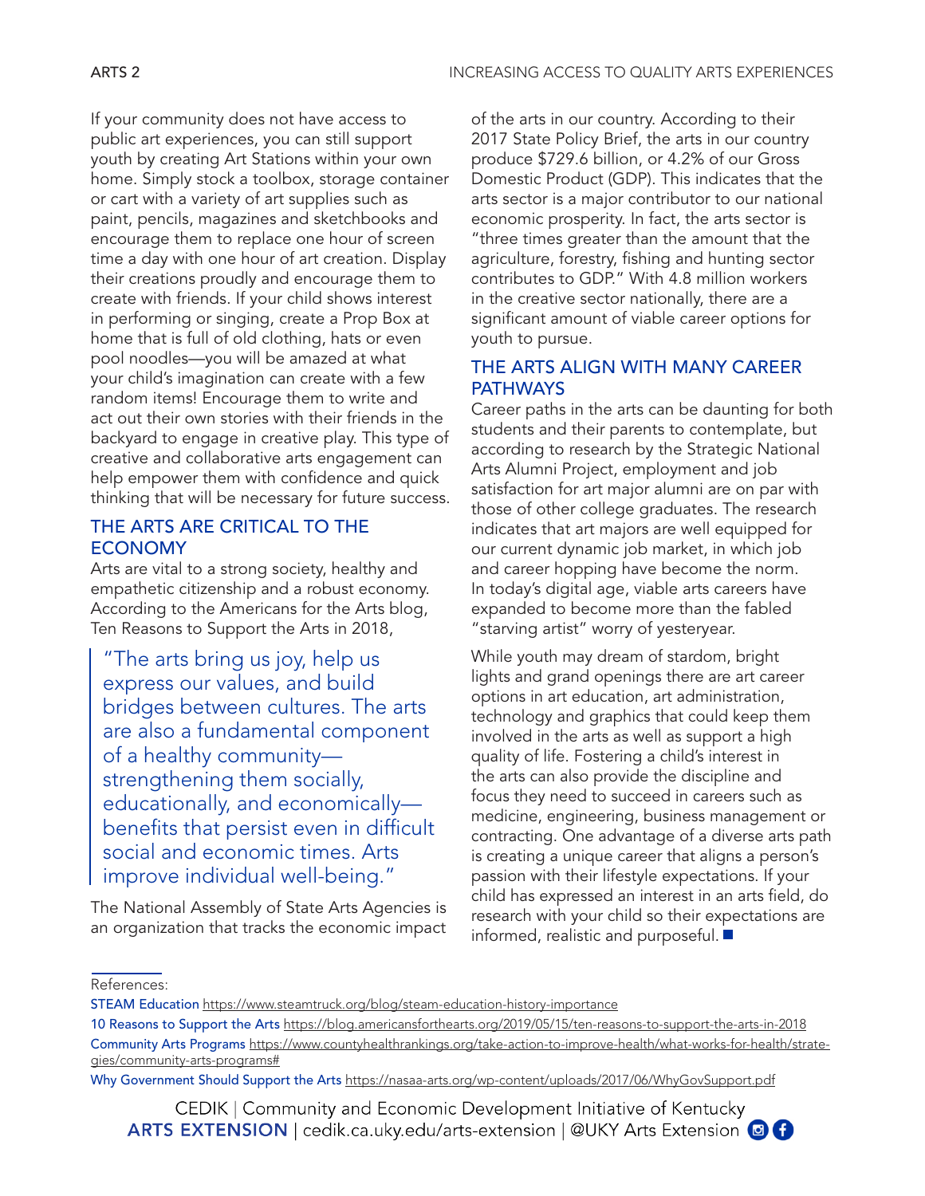If your community does not have access to public art experiences, you can still support youth by creating Art Stations within your own home. Simply stock a toolbox, storage container or cart with a variety of art supplies such as paint, pencils, magazines and sketchbooks and encourage them to replace one hour of screen time a day with one hour of art creation. Display their creations proudly and encourage them to create with friends. If your child shows interest in performing or singing, create a Prop Box at home that is full of old clothing, hats or even pool noodles—you will be amazed at what your child's imagination can create with a few random items! Encourage them to write and act out their own stories with their friends in the backyard to engage in creative play. This type of creative and collaborative arts engagement can help empower them with confidence and quick thinking that will be necessary for future success.

## THE ARTS ARE CRITICAL TO THE ECONOMY

Arts are vital to a strong society, healthy and empathetic citizenship and a robust economy. According to the Americans for the Arts blog, Ten Reasons to Support the Arts in 2018,

> "The arts bring us joy, help us express our values, and build bridges between cultures. The arts are also a fundamental component of a healthy community—strengthening them socially, educationally, and economically—benefits that persist even in difficult social and economic times. Arts improve individual well-being."

The National Assembly of State Arts Agencies is an organization that tracks the economic impact of the arts in our country. According to their 2017 State Policy Brief, the arts in our country produce $729.6 billion, or 4.2% of our Gross Domestic Product (GDP). This indicates that the arts sector is a major contributor to our national economic prosperity. In fact, the arts sector is "three times greater than the amount that the agriculture, forestry, fishing and hunting sector contributes to GDP." With 4.8 million workers in the creative sector nationally, there are a significant amount of viable career options for youth to pursue.

## THE ARTS ALIGN WITH MANY CAREER PATHWAYS

Career paths in the arts can be daunting for both students and their parents to contemplate, but according to research by the Strategic National Arts Alumni Project, employment and job satisfaction for art major alumni are on par with those of other college graduates. The research indicates that art majors are well equipped for our current dynamic job market, in which job and career hopping have become the norm. In today's digital age, viable arts careers have expanded to become more than the fabled "starving artist" worry of yesteryear.

While youth may dream of stardom, bright lights and grand openings there are art career options in art education, art administration, technology and graphics that could keep them involved in the arts as well as support a high quality of life. Fostering a child's interest in the arts can also provide the discipline and focus they need to succeed in careers such as medicine, engineering, business management or contracting. One advantage of a diverse arts path is creating a unique career that aligns a person's passion with their lifestyle expectations. If your child has expressed an interest in an arts field, do research with your child so their expectations are informed, realistic and purposeful. ■

References:

STEAM Education https://www.steamtruck.org/blog/steam-education-history-importance

10 Reasons to Support the Arts https://blog.americansforthearts.org/2019/05/15/ten-reasons-to-support-the-arts-in-2018

Community Arts Programs https://www.countyhealthrankings.org/take-action-to-improve-health/what-works-for-health/strategies/community-arts-programs#

Why Government Should Support the Arts https://nasaa-arts.org/wp-content/uploads/2017/06/WhyGovSupport.pdf

CEDIK | Community and Economic Development Initiative of Kentucky
ARTS EXTENSION | cedik.ca.uky.edu/arts-extension | @UKY Arts Extension